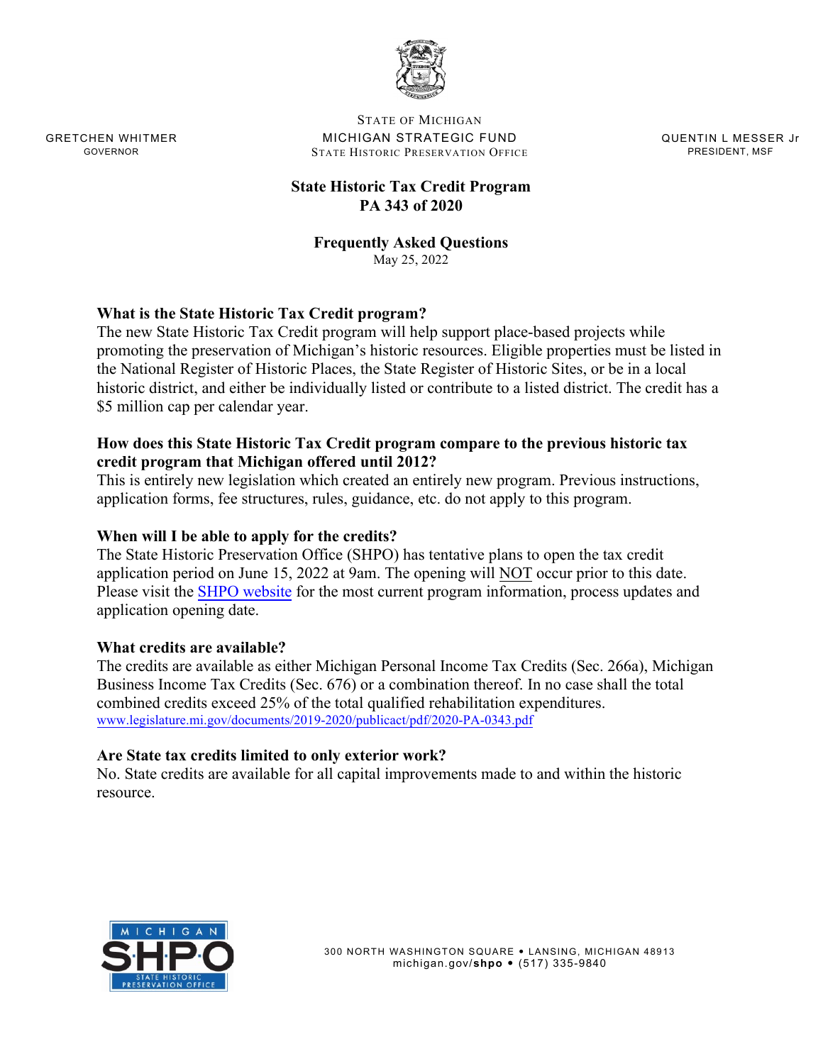STATE OF MICHIGAN
MICHIGAN STRATEGIC FUND
STATE HISTORIC PRESERVATION OFFICE

GRETCHEN WHITMER
GOVERNOR

QUENTIN L MESSER Jr
PRESIDENT, MSF

# State Historic Tax Credit Program
# PA 343 of 2020

## Frequently Asked Questions

May 25, 2022

### What is the State Historic Tax Credit program?

The new State Historic Tax Credit program will help support place-based projects while promoting the preservation of Michigan's historic resources. Eligible properties must be listed in the National Register of Historic Places, the State Register of Historic Sites, or be in a local historic district, and either be individually listed or contribute to a listed district. The credit has a $5 million cap per calendar year.

### How does this State Historic Tax Credit program compare to the previous historic tax credit program that Michigan offered until 2012?

This is entirely new legislation which created an entirely new program. Previous instructions, application forms, fee structures, rules, guidance, etc. do not apply to this program.

### When will I be able to apply for the credits?

The State Historic Preservation Office (SHPO) has tentative plans to open the tax credit application period on June 15, 2022 at 9am. The opening will NOT occur prior to this date. Please visit the SHPO website for the most current program information, process updates and application opening date.

### What credits are available?

The credits are available as either Michigan Personal Income Tax Credits (Sec. 266a), Michigan Business Income Tax Credits (Sec. 676) or a combination thereof. In no case shall the total combined credits exceed 25% of the total qualified rehabilitation expenditures.
www.legislature.mi.gov/documents/2019-2020/publicact/pdf/2020-PA-0343.pdf

### Are State tax credits limited to only exterior work?

No. State credits are available for all capital improvements made to and within the historic resource.

MICHIGAN SHPO STATE HISTORIC PRESERVATION OFFICE

300 NORTH WASHINGTON SQUARE • LANSING, MICHIGAN 48913
michigan.gov/shpo • (517) 335-9840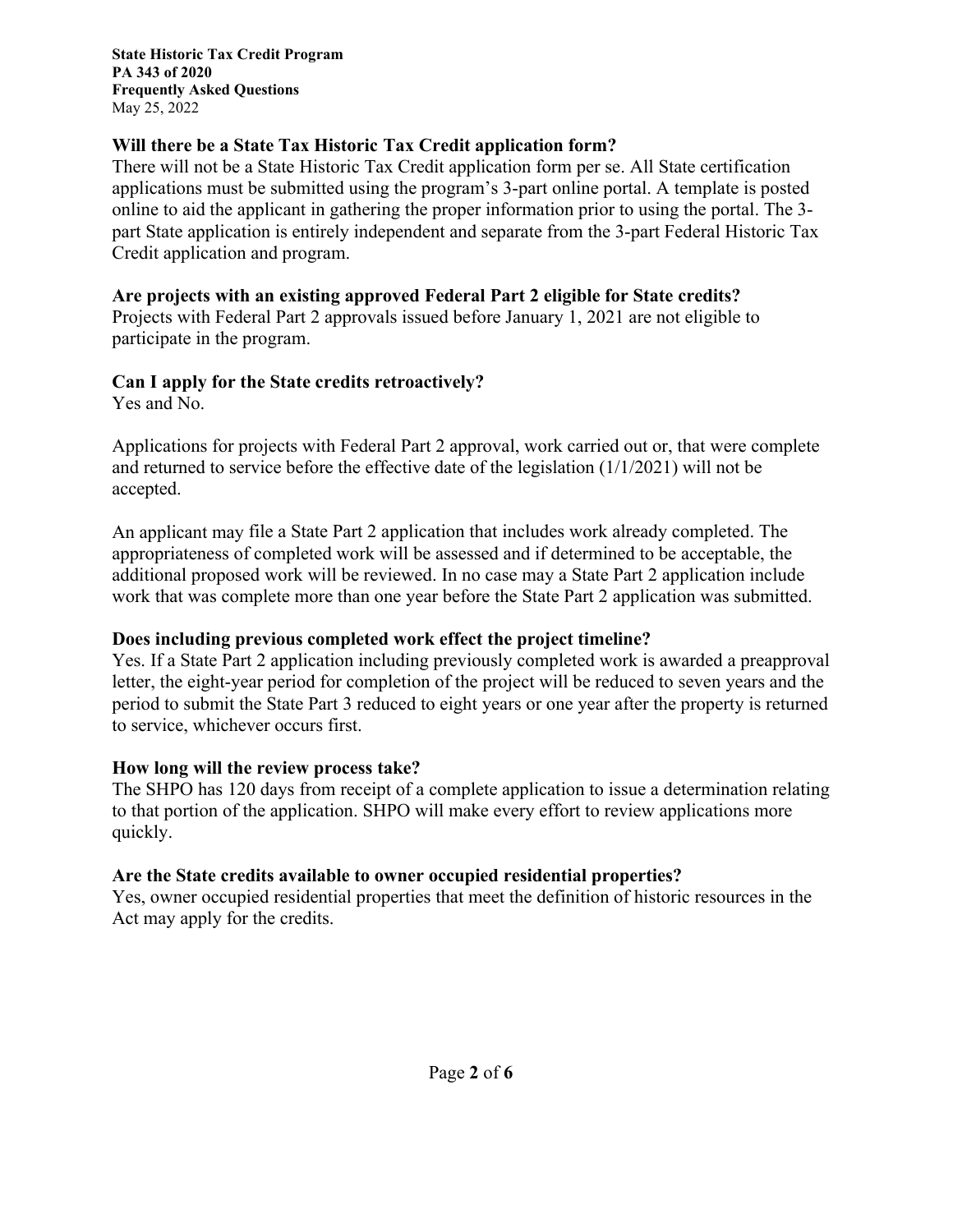### Will there be a State Tax Historic Tax Credit application form?

There will not be a State Historic Tax Credit application form per se. All State certification applications must be submitted using the program's 3-part online portal. A template is posted online to aid the applicant in gathering the proper information prior to using the portal. The 3-part State application is entirely independent and separate from the 3-part Federal Historic Tax Credit application and program.

### Are projects with an existing approved Federal Part 2 eligible for State credits?

Projects with Federal Part 2 approvals issued before January 1, 2021 are not eligible to participate in the program.

### Can I apply for the State credits retroactively?

Yes and No.

Applications for projects with Federal Part 2 approval, work carried out or, that were complete and returned to service before the effective date of the legislation (1/1/2021) will not be accepted.

An applicant may file a State Part 2 application that includes work already completed. The appropriateness of completed work will be assessed and if determined to be acceptable, the additional proposed work will be reviewed. In no case may a State Part 2 application include work that was complete more than one year before the State Part 2 application was submitted.

### Does including previous completed work effect the project timeline?

Yes. If a State Part 2 application including previously completed work is awarded a preapproval letter, the eight-year period for completion of the project will be reduced to seven years and the period to submit the State Part 3 reduced to eight years or one year after the property is returned to service, whichever occurs first.

### How long will the review process take?

The SHPO has 120 days from receipt of a complete application to issue a determination relating to that portion of the application. SHPO will make every effort to review applications more quickly.

### Are the State credits available to owner occupied residential properties?

Yes, owner occupied residential properties that meet the definition of historic resources in the Act may apply for the credits.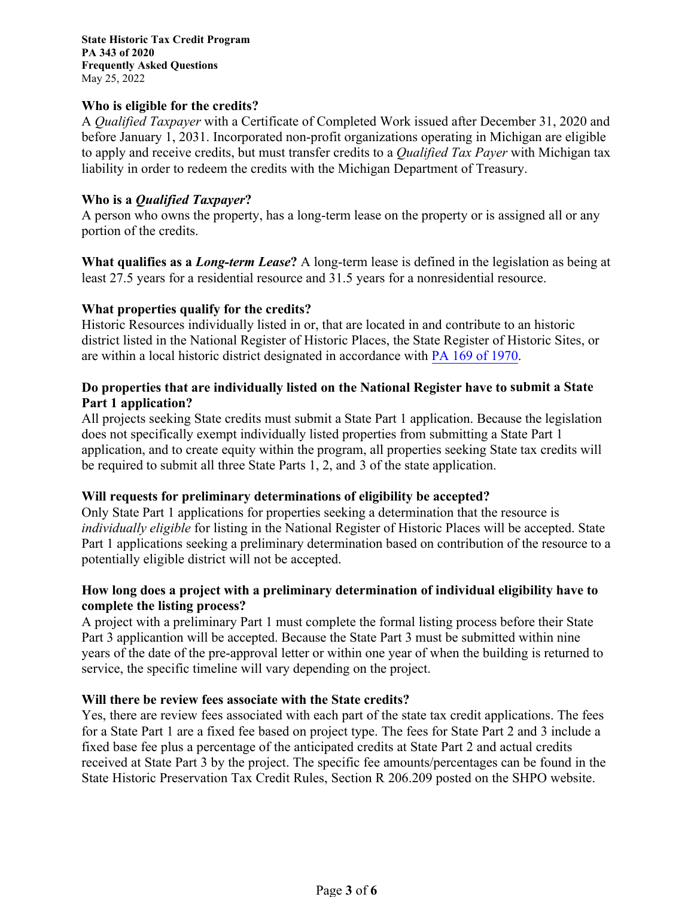**State Historic Tax Credit Program**
**PA 343 of 2020**
**Frequently Asked Questions**
May 25, 2022

**Who is eligible for the credits?**
A *Qualified Taxpayer* with a Certificate of Completed Work issued after December 31, 2020 and before January 1, 2031. Incorporated non-profit organizations operating in Michigan are eligible to apply and receive credits, but must transfer credits to a *Qualified Tax Payer* with Michigan tax liability in order to redeem the credits with the Michigan Department of Treasury.

**Who is a *Qualified Taxpayer*?**
A person who owns the property, has a long-term lease on the property or is assigned all or any portion of the credits.

**What qualifies as a *Long-term Lease*?** A long-term lease is defined in the legislation as being at least 27.5 years for a residential resource and 31.5 years for a nonresidential resource.

**What properties qualify for the credits?**
Historic Resources individually listed in or, that are located in and contribute to an historic district listed in the National Register of Historic Places, the State Register of Historic Sites, or are within a local historic district designated in accordance with PA 169 of 1970.

**Do properties that are individually listed on the National Register have to submit a State Part 1 application?**
All projects seeking State credits must submit a State Part 1 application. Because the legislation does not specifically exempt individually listed properties from submitting a State Part 1 application, and to create equity within the program, all properties seeking State tax credits will be required to submit all three State Parts 1, 2, and 3 of the state application.

**Will requests for preliminary determinations of eligibility be accepted?**
Only State Part 1 applications for properties seeking a determination that the resource is *individually eligible* for listing in the National Register of Historic Places will be accepted. State Part 1 applications seeking a preliminary determination based on contribution of the resource to a potentially eligible district will not be accepted.

**How long does a project with a preliminary determination of individual eligibility have to complete the listing process?**
A project with a preliminary Part 1 must complete the formal listing process before their State Part 3 applicantion will be accepted. Because the State Part 3 must be submitted within nine years of the date of the pre-approval letter or within one year of when the building is returned to service, the specific timeline will vary depending on the project.

**Will there be review fees associate with the State credits?**
Yes, there are review fees associated with each part of the state tax credit applications. The fees for a State Part 1 are a fixed fee based on project type. The fees for State Part 2 and 3 include a fixed base fee plus a percentage of the anticipated credits at State Part 2 and actual credits received at State Part 3 by the project. The specific fee amounts/percentages can be found in the State Historic Preservation Tax Credit Rules, Section R 206.209 posted on the SHPO website.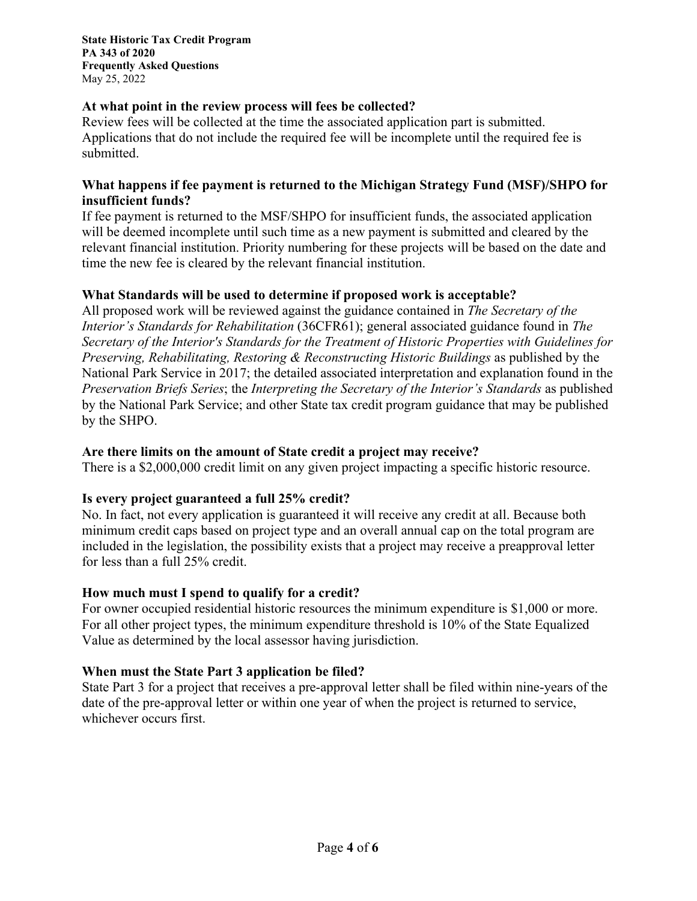### At what point in the review process will fees be collected?

Review fees will be collected at the time the associated application part is submitted. Applications that do not include the required fee will be incomplete until the required fee is submitted.

### What happens if fee payment is returned to the Michigan Strategy Fund (MSF)/SHPO for insufficient funds?

If fee payment is returned to the MSF/SHPO for insufficient funds, the associated application will be deemed incomplete until such time as a new payment is submitted and cleared by the relevant financial institution. Priority numbering for these projects will be based on the date and time the new fee is cleared by the relevant financial institution.

### What Standards will be used to determine if proposed work is acceptable?

All proposed work will be reviewed against the guidance contained in *The Secretary of the Interior's Standards for Rehabilitation* (36CFR61); general associated guidance found in *The Secretary of the Interior's Standards for the Treatment of Historic Properties with Guidelines for Preserving, Rehabilitating, Restoring & Reconstructing Historic Buildings* as published by the National Park Service in 2017; the detailed associated interpretation and explanation found in the *Preservation Briefs Series*; the *Interpreting the Secretary of the Interior's Standards* as published by the National Park Service; and other State tax credit program guidance that may be published by the SHPO.

### Are there limits on the amount of State credit a project may receive?

There is a $2,000,000 credit limit on any given project impacting a specific historic resource.

### Is every project guaranteed a full 25% credit?

No. In fact, not every application is guaranteed it will receive any credit at all. Because both minimum credit caps based on project type and an overall annual cap on the total program are included in the legislation, the possibility exists that a project may receive a preapproval letter for less than a full 25% credit.

### How much must I spend to qualify for a credit?

For owner occupied residential historic resources the minimum expenditure is $1,000 or more. For all other project types, the minimum expenditure threshold is 10% of the State Equalized Value as determined by the local assessor having jurisdiction.

### When must the State Part 3 application be filed?

State Part 3 for a project that receives a pre-approval letter shall be filed within nine-years of the date of the pre-approval letter or within one year of when the project is returned to service, whichever occurs first.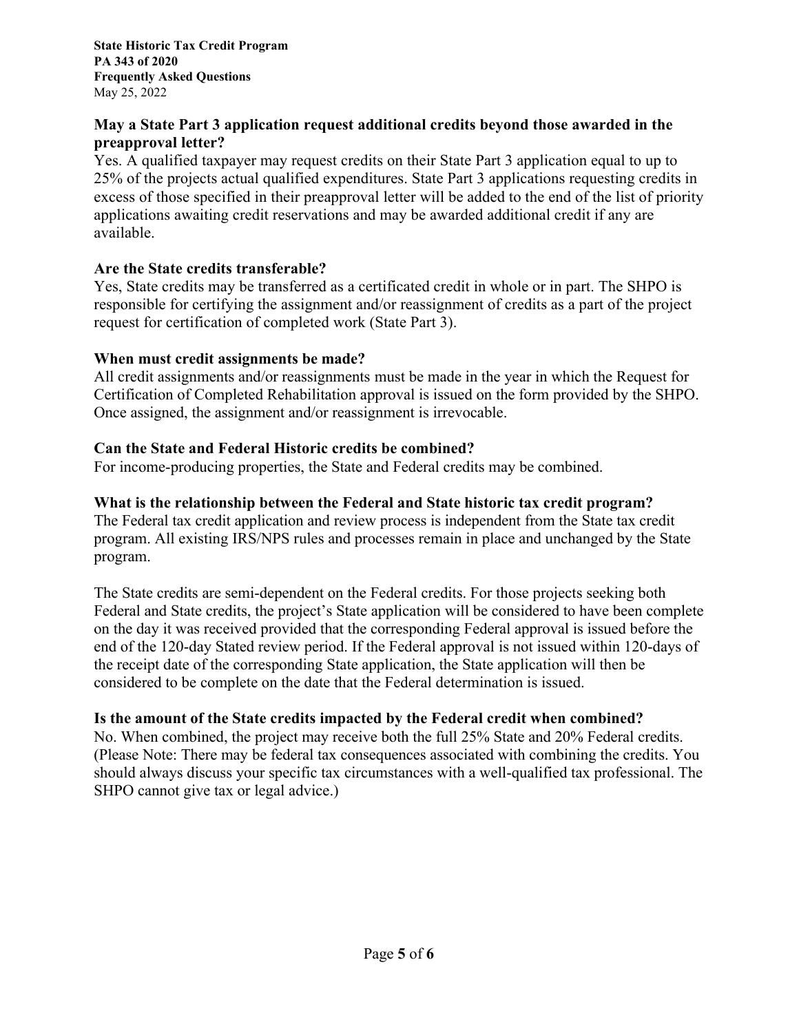### May a State Part 3 application request additional credits beyond those awarded in the preapproval letter?

Yes. A qualified taxpayer may request credits on their State Part 3 application equal to up to 25% of the projects actual qualified expenditures. State Part 3 applications requesting credits in excess of those specified in their preapproval letter will be added to the end of the list of priority applications awaiting credit reservations and may be awarded additional credit if any are available.

### Are the State credits transferable?

Yes, State credits may be transferred as a certificated credit in whole or in part. The SHPO is responsible for certifying the assignment and/or reassignment of credits as a part of the project request for certification of completed work (State Part 3).

### When must credit assignments be made?

All credit assignments and/or reassignments must be made in the year in which the Request for Certification of Completed Rehabilitation approval is issued on the form provided by the SHPO. Once assigned, the assignment and/or reassignment is irrevocable.

### Can the State and Federal Historic credits be combined?

For income-producing properties, the State and Federal credits may be combined.

### What is the relationship between the Federal and State historic tax credit program?

The Federal tax credit application and review process is independent from the State tax credit program. All existing IRS/NPS rules and processes remain in place and unchanged by the State program.

The State credits are semi-dependent on the Federal credits. For those projects seeking both Federal and State credits, the project's State application will be considered to have been complete on the day it was received provided that the corresponding Federal approval is issued before the end of the 120-day Stated review period. If the Federal approval is not issued within 120-days of the receipt date of the corresponding State application, the State application will then be considered to be complete on the date that the Federal determination is issued.

### Is the amount of the State credits impacted by the Federal credit when combined?

No. When combined, the project may receive both the full 25% State and 20% Federal credits. (Please Note: There may be federal tax consequences associated with combining the credits. You should always discuss your specific tax circumstances with a well-qualified tax professional. The SHPO cannot give tax or legal advice.)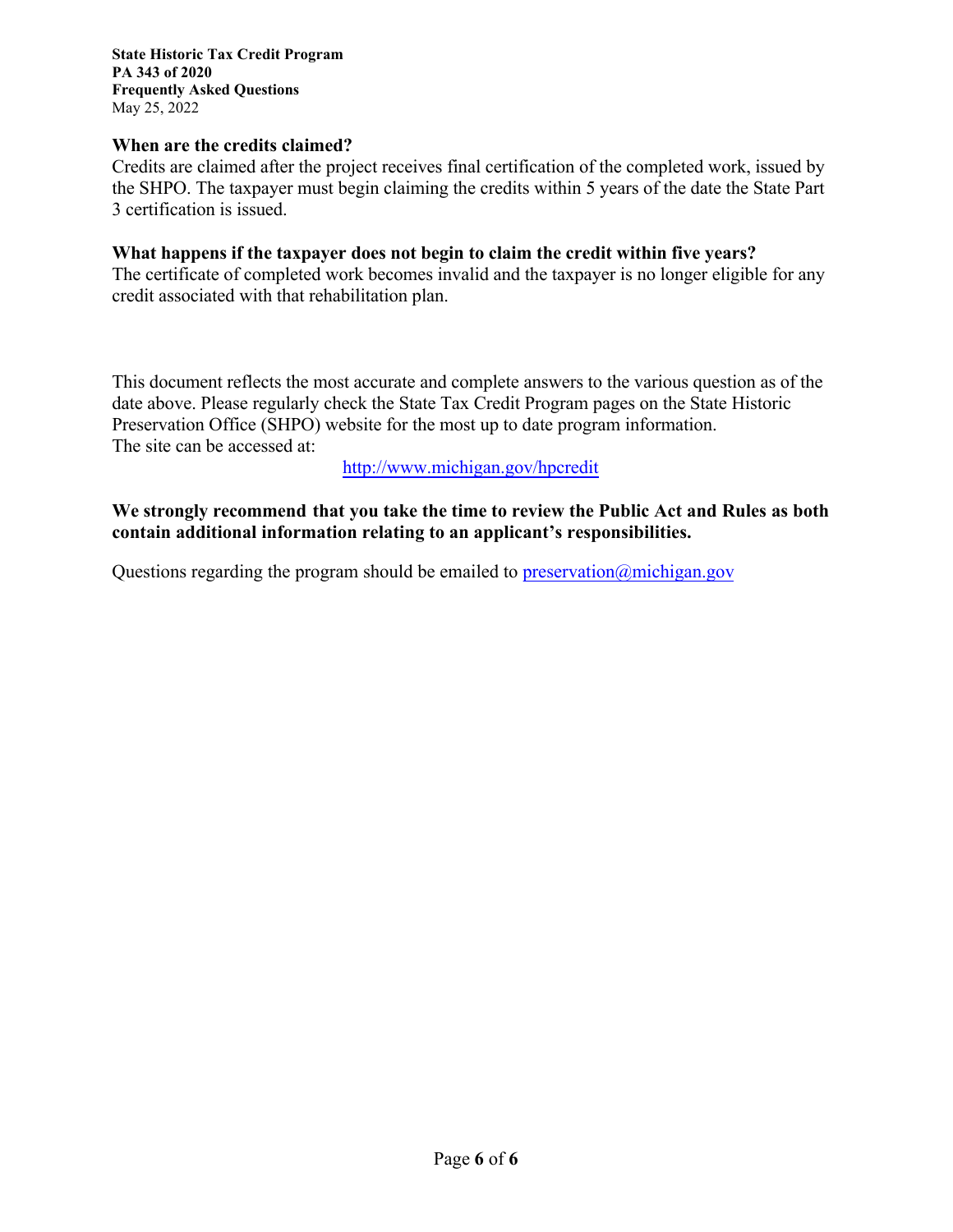### When are the credits claimed?

Credits are claimed after the project receives final certification of the completed work, issued by the SHPO. The taxpayer must begin claiming the credits within 5 years of the date the State Part 3 certification is issued.

### What happens if the taxpayer does not begin to claim the credit within five years?

The certificate of completed work becomes invalid and the taxpayer is no longer eligible for any credit associated with that rehabilitation plan.

This document reflects the most accurate and complete answers to the various question as of the date above. Please regularly check the State Tax Credit Program pages on the State Historic Preservation Office (SHPO) website for the most up to date program information.
The site can be accessed at:

[http://www.michigan.gov/hpcredit](http://www.michigan.gov/hpcredit)

**We strongly recommend that you take the time to review the Public Act and Rules as both contain additional information relating to an applicant's responsibilities.**

Questions regarding the program should be emailed to [preservation@michigan.gov](mailto:preservation@michigan.gov)